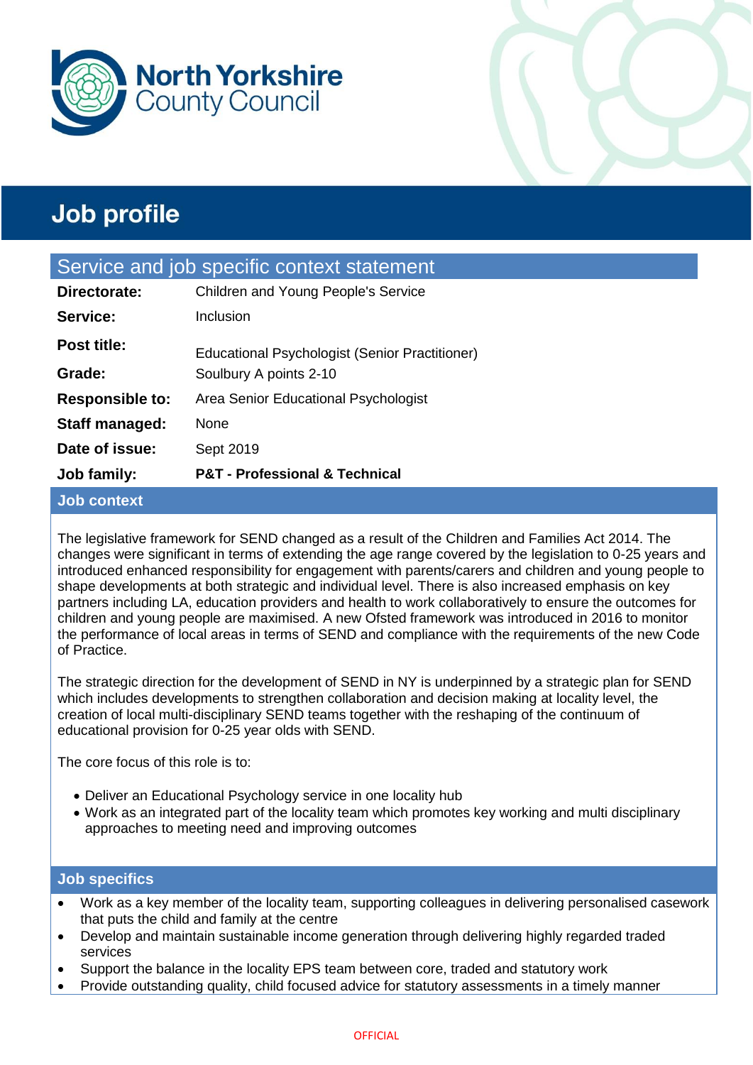North Yorkshire County Council

# Job profile

## Service and job specific context statement

| | |
|---|---|
| **Directorate:** | Children and Young People's Service |
| **Service:** | Inclusion |
| **Post title:** | Educational Psychologist (Senior Practitioner) |
| **Grade:** | Soulbury A points 2-10 |
| **Responsible to:** | Area Senior Educational Psychologist |
| **Staff managed:** | None |
| **Date of issue:** | Sept 2019 |
| **Job family:** | **P&T - Professional & Technical** |

### Job context

The legislative framework for SEND changed as a result of the Children and Families Act 2014. The changes were significant in terms of extending the age range covered by the legislation to 0-25 years and introduced enhanced responsibility for engagement with parents/carers and children and young people to shape developments at both strategic and individual level. There is also increased emphasis on key partners including LA, education providers and health to work collaboratively to ensure the outcomes for children and young people are maximised. A new Ofsted framework was introduced in 2016 to monitor the performance of local areas in terms of SEND and compliance with the requirements of the new Code of Practice.

The strategic direction for the development of SEND in NY is underpinned by a strategic plan for SEND which includes developments to strengthen collaboration and decision making at locality level, the creation of local multi-disciplinary SEND teams together with the reshaping of the continuum of educational provision for 0-25 year olds with SEND.

The core focus of this role is to:

- Deliver an Educational Psychology service in one locality hub
- Work as an integrated part of the locality team which promotes key working and multi disciplinary approaches to meeting need and improving outcomes

### Job specifics

- Work as a key member of the locality team, supporting colleagues in delivering personalised casework that puts the child and family at the centre
- Develop and maintain sustainable income generation through delivering highly regarded traded services
- Support the balance in the locality EPS team between core, traded and statutory work
- Provide outstanding quality, child focused advice for statutory assessments in a timely manner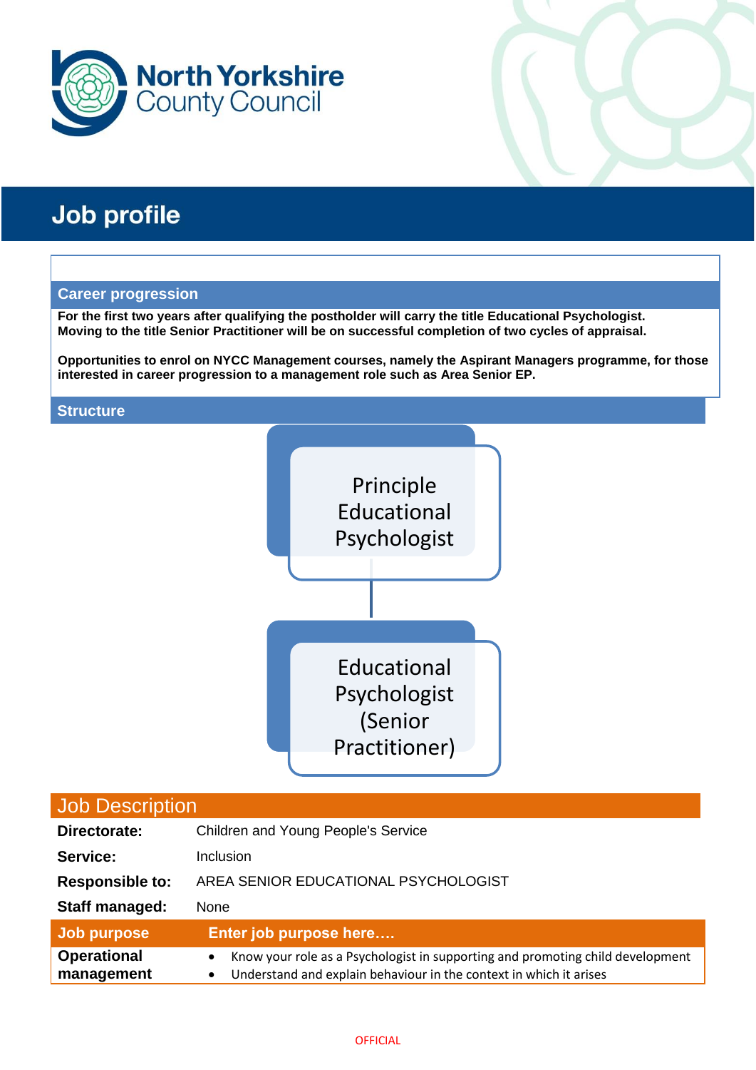North Yorkshire County Council

# Job profile

## Career progression

**For the first two years after qualifying the postholder will carry the title Educational Psychologist. Moving to the title Senior Practitioner will be on successful completion of two cycles of appraisal.**

**Opportunities to enrol on NYCC Management courses, namely the Aspirant Managers programme, for those interested in career progression to a management role such as Area Senior EP.**

## Structure

Principle Educational Psychologist

Educational Psychologist (Senior Practitioner)

## Job Description

| | |
|---|---|
| **Directorate:** | Children and Young People's Service |
| **Service:** | Inclusion |
| **Responsible to:** | AREA SENIOR EDUCATIONAL PSYCHOLOGIST |
| **Staff managed:** | None |

| **Job purpose** | **Enter job purpose here….** |
|---|---|
| **Operational management** | • Know your role as a Psychologist in supporting and promoting child development<br>• Understand and explain behaviour in the context in which it arises |

OFFICIAL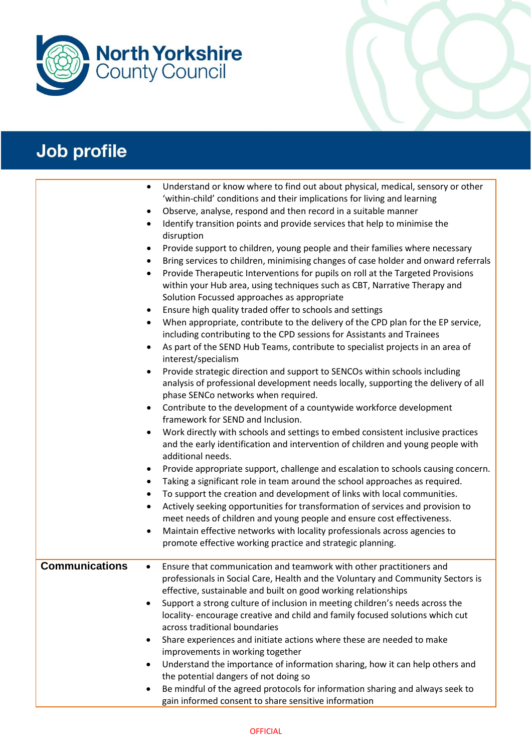# Job profile

| | |
|---|---|
| | • Understand or know where to find out about physical, medical, sensory or other 'within-child' conditions and their implications for living and learning<br>• Observe, analyse, respond and then record in a suitable manner<br>• Identify transition points and provide services that help to minimise the disruption<br>• Provide support to children, young people and their families where necessary<br>• Bring services to children, minimising changes of case holder and onward referrals<br>• Provide Therapeutic Interventions for pupils on roll at the Targeted Provisions within your Hub area, using techniques such as CBT, Narrative Therapy and Solution Focussed approaches as appropriate<br>• Ensure high quality traded offer to schools and settings<br>• When appropriate, contribute to the delivery of the CPD plan for the EP service, including contributing to the CPD sessions for Assistants and Trainees<br>• As part of the SEND Hub Teams, contribute to specialist projects in an area of interest/specialism<br>• Provide strategic direction and support to SENCOs within schools including analysis of professional development needs locally, supporting the delivery of all phase SENCo networks when required.<br>• Contribute to the development of a countywide workforce development framework for SEND and Inclusion.<br>• Work directly with schools and settings to embed consistent inclusive practices and the early identification and intervention of children and young people with additional needs.<br>• Provide appropriate support, challenge and escalation to schools causing concern.<br>• Taking a significant role in team around the school approaches as required.<br>• To support the creation and development of links with local communities.<br>• Actively seeking opportunities for transformation of services and provision to meet needs of children and young people and ensure cost effectiveness.<br>• Maintain effective networks with locality professionals across agencies to promote effective working practice and strategic planning. |
| **Communications** | • Ensure that communication and teamwork with other practitioners and professionals in Social Care, Health and the Voluntary and Community Sectors is effective, sustainable and built on good working relationships<br>• Support a strong culture of inclusion in meeting children's needs across the locality- encourage creative and child and family focused solutions which cut across traditional boundaries<br>• Share experiences and initiate actions where these are needed to make improvements in working together<br>• Understand the importance of information sharing, how it can help others and the potential dangers of not doing so<br>• Be mindful of the agreed protocols for information sharing and always seek to gain informed consent to share sensitive information |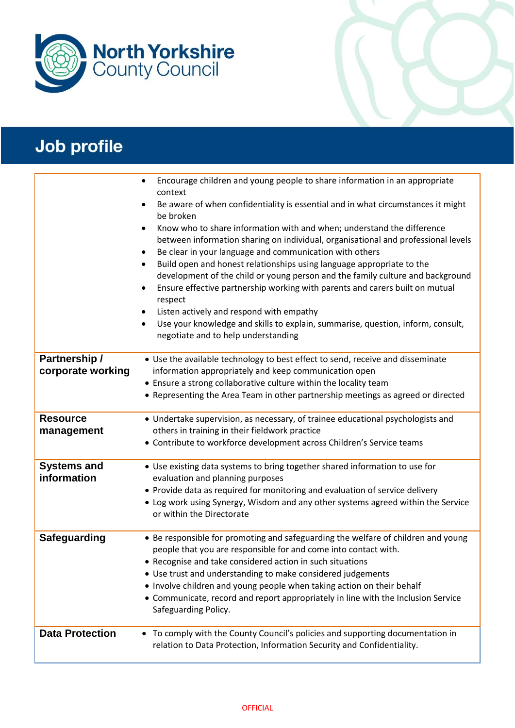# Job profile

| | |
|---|---|
| | • Encourage children and young people to share information in an appropriate context<br>• Be aware of when confidentiality is essential and in what circumstances it might be broken<br>• Know who to share information with and when; understand the difference between information sharing on individual, organisational and professional levels<br>• Be clear in your language and communication with others<br>• Build open and honest relationships using language appropriate to the development of the child or young person and the family culture and background<br>• Ensure effective partnership working with parents and carers built on mutual respect<br>• Listen actively and respond with empathy<br>• Use your knowledge and skills to explain, summarise, question, inform, consult, negotiate and to help understanding |
| **Partnership / corporate working** | • Use the available technology to best effect to send, receive and disseminate information appropriately and keep communication open<br>• Ensure a strong collaborative culture within the locality team<br>• Representing the Area Team in other partnership meetings as agreed or directed |
| **Resource management** | • Undertake supervision, as necessary, of trainee educational psychologists and others in training in their fieldwork practice<br>• Contribute to workforce development across Children's Service teams |
| **Systems and information** | • Use existing data systems to bring together shared information to use for evaluation and planning purposes<br>• Provide data as required for monitoring and evaluation of service delivery<br>• Log work using Synergy, Wisdom and any other systems agreed within the Service or within the Directorate |
| **Safeguarding** | • Be responsible for promoting and safeguarding the welfare of children and young people that you are responsible for and come into contact with.<br>• Recognise and take considered action in such situations<br>• Use trust and understanding to make considered judgements<br>• Involve children and young people when taking action on their behalf<br>• Communicate, record and report appropriately in line with the Inclusion Service Safeguarding Policy. |
| **Data Protection** | • To comply with the County Council's policies and supporting documentation in relation to Data Protection, Information Security and Confidentiality. |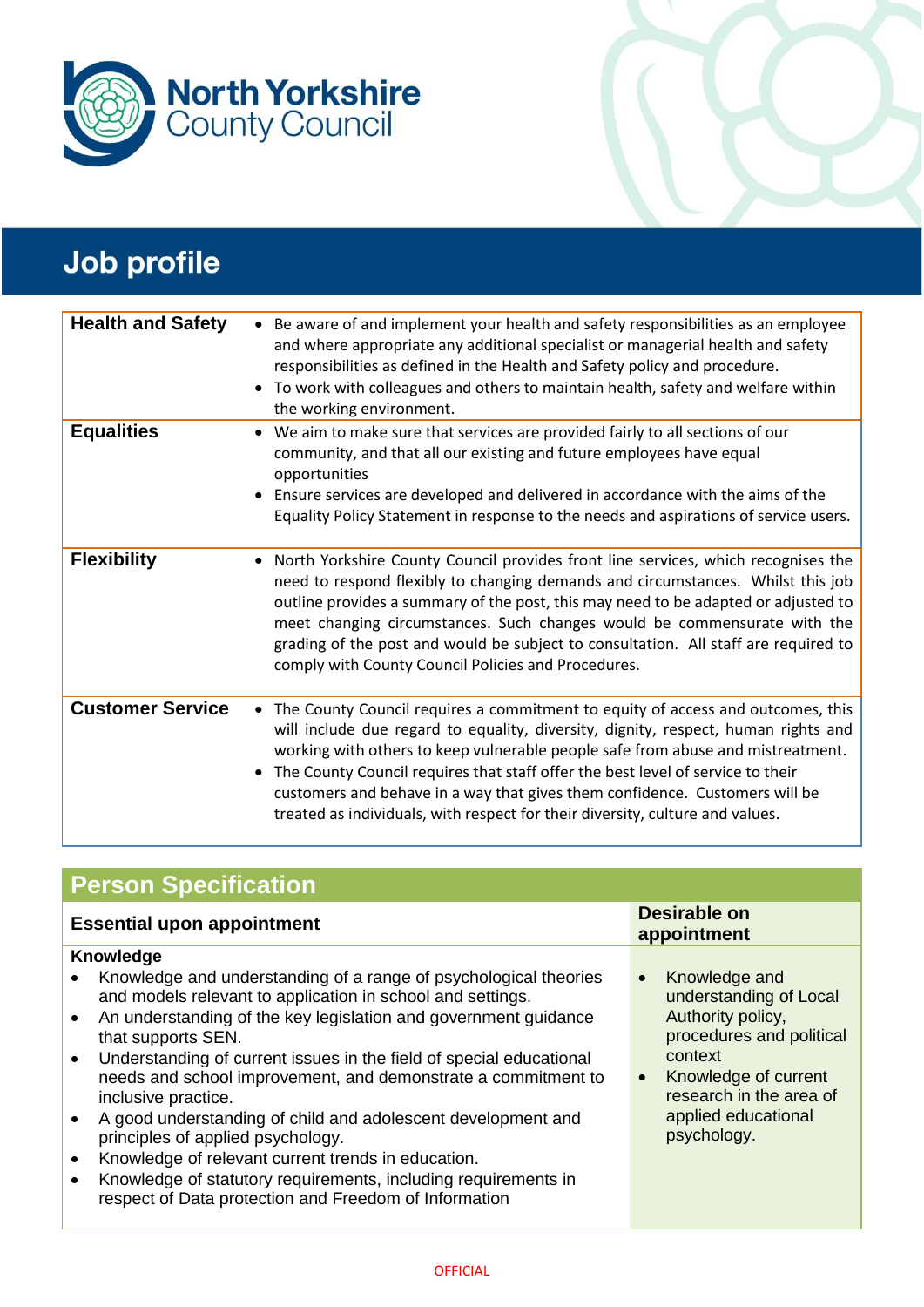North Yorkshire County Council

# Job profile

| | |
|---|---|
| **Health and Safety** | • Be aware of and implement your health and safety responsibilities as an employee and where appropriate any additional specialist or managerial health and safety responsibilities as defined in the Health and Safety policy and procedure.<br>• To work with colleagues and others to maintain health, safety and welfare within the working environment. |
| **Equalities** | • We aim to make sure that services are provided fairly to all sections of our community, and that all our existing and future employees have equal opportunities<br>• Ensure services are developed and delivered in accordance with the aims of the Equality Policy Statement in response to the needs and aspirations of service users. |
| **Flexibility** | • North Yorkshire County Council provides front line services, which recognises the need to respond flexibly to changing demands and circumstances. Whilst this job outline provides a summary of the post, this may need to be adapted or adjusted to meet changing circumstances. Such changes would be commensurate with the grading of the post and would be subject to consultation. All staff are required to comply with County Council Policies and Procedures. |
| **Customer Service** | • The County Council requires a commitment to equity of access and outcomes, this will include due regard to equality, diversity, dignity, respect, human rights and working with others to keep vulnerable people safe from abuse and mistreatment.<br>• The County Council requires that staff offer the best level of service to their customers and behave in a way that gives them confidence. Customers will be treated as individuals, with respect for their diversity, culture and values. |

## Person Specification

| Essential upon appointment | Desirable on appointment |
|---|---|
| **Knowledge**<br>• Knowledge and understanding of a range of psychological theories and models relevant to application in school and settings.<br>• An understanding of the key legislation and government guidance that supports SEN.<br>• Understanding of current issues in the field of special educational needs and school improvement, and demonstrate a commitment to inclusive practice.<br>• A good understanding of child and adolescent development and principles of applied psychology.<br>• Knowledge of relevant current trends in education.<br>• Knowledge of statutory requirements, including requirements in respect of Data protection and Freedom of Information | • Knowledge and understanding of Local Authority policy, procedures and political context<br>• Knowledge of current research in the area of applied educational psychology. |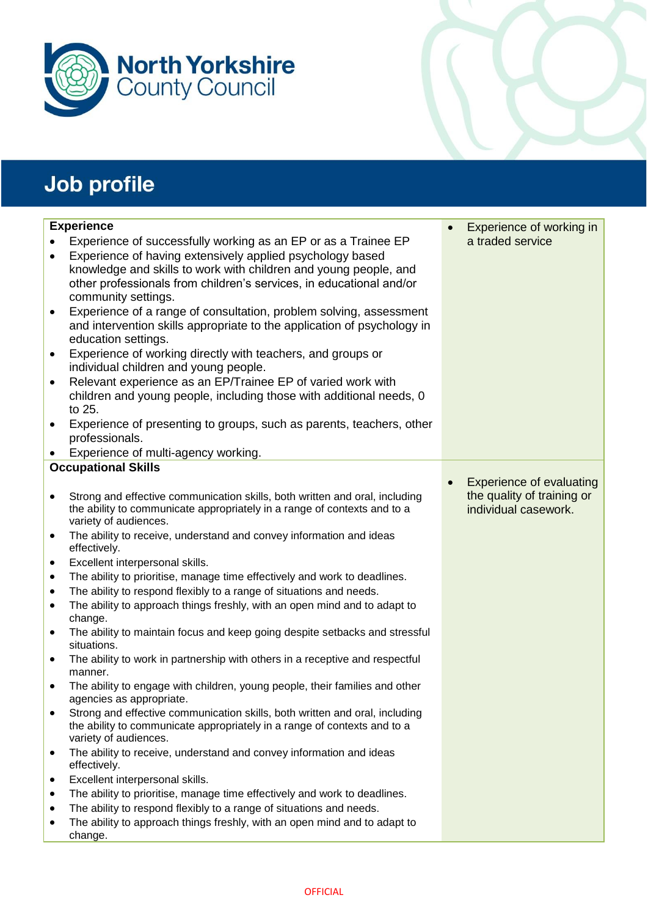# Job profile

| Experience | |
|---|---|
| **Experience**<br>• Experience of successfully working as an EP or as a Trainee EP<br>• Experience of having extensively applied psychology based knowledge and skills to work with children and young people, and other professionals from children's services, in educational and/or community settings.<br>• Experience of a range of consultation, problem solving, assessment and intervention skills appropriate to the application of psychology in education settings.<br>• Experience of working directly with teachers, and groups or individual children and young people.<br>• Relevant experience as an EP/Trainee EP of varied work with children and young people, including those with additional needs, 0 to 25.<br>• Experience of presenting to groups, such as parents, teachers, other professionals.<br>• Experience of multi-agency working. | • Experience of working in a traded service |
| **Occupational Skills**<br>• Strong and effective communication skills, both written and oral, including the ability to communicate appropriately in a range of contexts and to a variety of audiences.<br>• The ability to receive, understand and convey information and ideas effectively.<br>• Excellent interpersonal skills.<br>• The ability to prioritise, manage time effectively and work to deadlines.<br>• The ability to respond flexibly to a range of situations and needs.<br>• The ability to approach things freshly, with an open mind and to adapt to change.<br>• The ability to maintain focus and keep going despite setbacks and stressful situations.<br>• The ability to work in partnership with others in a receptive and respectful manner.<br>• The ability to engage with children, young people, their families and other agencies as appropriate.<br>• Strong and effective communication skills, both written and oral, including the ability to communicate appropriately in a range of contexts and to a variety of audiences.<br>• The ability to receive, understand and convey information and ideas effectively.<br>• Excellent interpersonal skills.<br>• The ability to prioritise, manage time effectively and work to deadlines.<br>• The ability to respond flexibly to a range of situations and needs.<br>• The ability to approach things freshly, with an open mind and to adapt to change. | • Experience of evaluating the quality of training or individual casework. |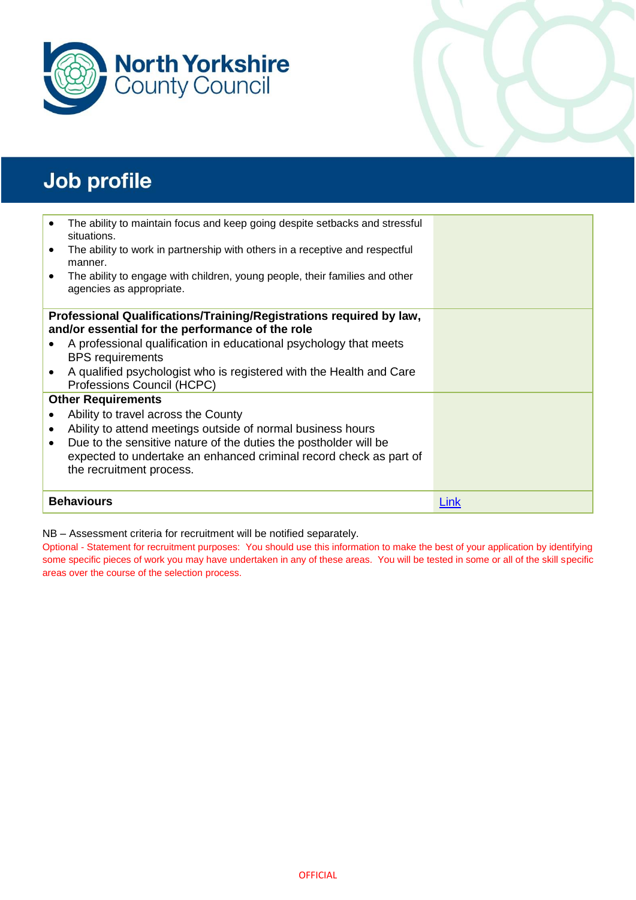# Job profile

| | |
|---|---|
| • The ability to maintain focus and keep going despite setbacks and stressful situations.<br>• The ability to work in partnership with others in a receptive and respectful manner.<br>• The ability to engage with children, young people, their families and other agencies as appropriate. | |
| **Professional Qualifications/Training/Registrations required by law, and/or essential for the performance of the role**<br>• A professional qualification in educational psychology that meets BPS requirements<br>• A qualified psychologist who is registered with the Health and Care Professions Council (HCPC) | |
| **Other Requirements**<br>• Ability to travel across the County<br>• Ability to attend meetings outside of normal business hours<br>• Due to the sensitive nature of the duties the postholder will be expected to undertake an enhanced criminal record check as part of the recruitment process. | |
| **Behaviours** | Link |

NB – Assessment criteria for recruitment will be notified separately.

Optional - Statement for recruitment purposes: You should use this information to make the best of your application by identifying some specific pieces of work you may have undertaken in any of these areas. You will be tested in some or all of the skill specific areas over the course of the selection process.

OFFICIAL